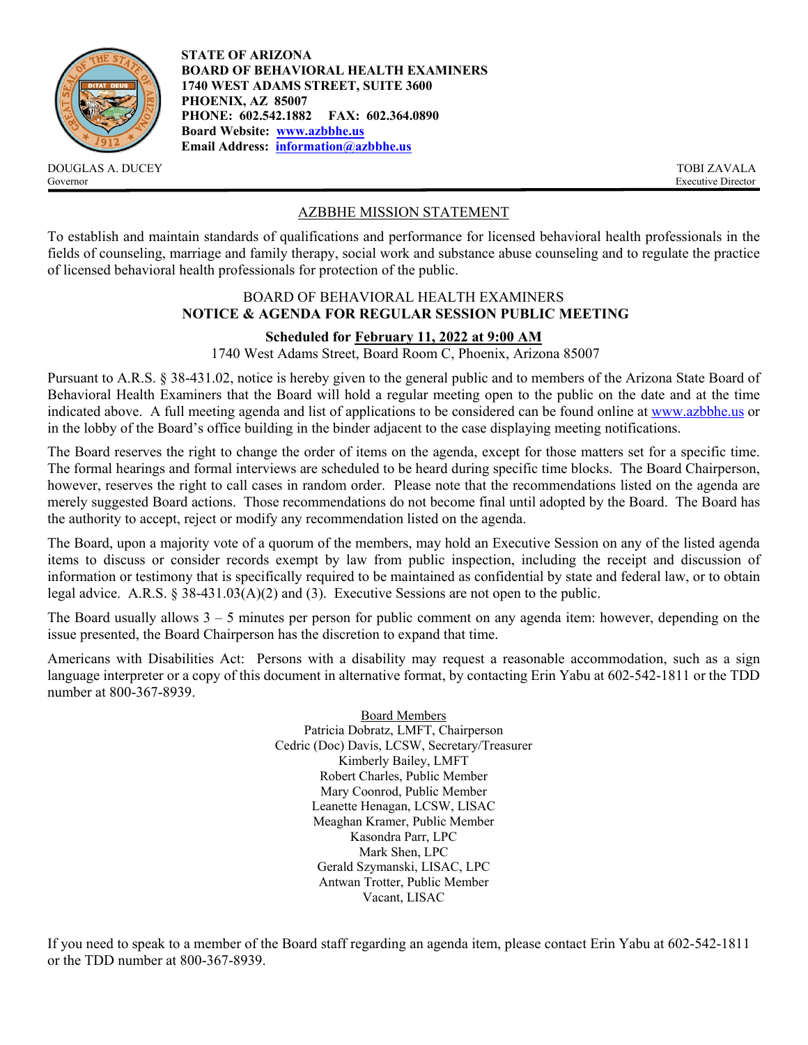**STATE OF ARIZONA**
**BOARD OF BEHAVIORAL HEALTH EXAMINERS**
**1740 WEST ADAMS STREET, SUITE 3600**
**PHOENIX, AZ 85007**
**PHONE: 602.542.1882 FAX: 602.364.0890**
**Board Website: www.azbbhe.us**
**Email Address: information@azbbhe.us**

DOUGLAS A. DUCEY
Governor

TOBI ZAVALA
Executive Director

## AZBBHE MISSION STATEMENT

To establish and maintain standards of qualifications and performance for licensed behavioral health professionals in the fields of counseling, marriage and family therapy, social work and substance abuse counseling and to regulate the practice of licensed behavioral health professionals for protection of the public.

## BOARD OF BEHAVIORAL HEALTH EXAMINERS
## NOTICE & AGENDA FOR REGULAR SESSION PUBLIC MEETING

**Scheduled for February 11, 2022 at 9:00 AM**

1740 West Adams Street, Board Room C, Phoenix, Arizona 85007

Pursuant to A.R.S. § 38-431.02, notice is hereby given to the general public and to members of the Arizona State Board of Behavioral Health Examiners that the Board will hold a regular meeting open to the public on the date and at the time indicated above. A full meeting agenda and list of applications to be considered can be found online at www.azbbhe.us or in the lobby of the Board's office building in the binder adjacent to the case displaying meeting notifications.

The Board reserves the right to change the order of items on the agenda, except for those matters set for a specific time. The formal hearings and formal interviews are scheduled to be heard during specific time blocks. The Board Chairperson, however, reserves the right to call cases in random order. Please note that the recommendations listed on the agenda are merely suggested Board actions. Those recommendations do not become final until adopted by the Board. The Board has the authority to accept, reject or modify any recommendation listed on the agenda.

The Board, upon a majority vote of a quorum of the members, may hold an Executive Session on any of the listed agenda items to discuss or consider records exempt by law from public inspection, including the receipt and discussion of information or testimony that is specifically required to be maintained as confidential by state and federal law, or to obtain legal advice. A.R.S. § 38-431.03(A)(2) and (3). Executive Sessions are not open to the public.

The Board usually allows 3 – 5 minutes per person for public comment on any agenda item: however, depending on the issue presented, the Board Chairperson has the discretion to expand that time.

Americans with Disabilities Act: Persons with a disability may request a reasonable accommodation, such as a sign language interpreter or a copy of this document in alternative format, by contacting Erin Yabu at 602-542-1811 or the TDD number at 800-367-8939.

Board Members
Patricia Dobratz, LMFT, Chairperson
Cedric (Doc) Davis, LCSW, Secretary/Treasurer
Kimberly Bailey, LMFT
Robert Charles, Public Member
Mary Coonrod, Public Member
Leanette Henagan, LCSW, LISAC
Meaghan Kramer, Public Member
Kasondra Parr, LPC
Mark Shen, LPC
Gerald Szymanski, LISAC, LPC
Antwan Trotter, Public Member
Vacant, LISAC

If you need to speak to a member of the Board staff regarding an agenda item, please contact Erin Yabu at 602-542-1811 or the TDD number at 800-367-8939.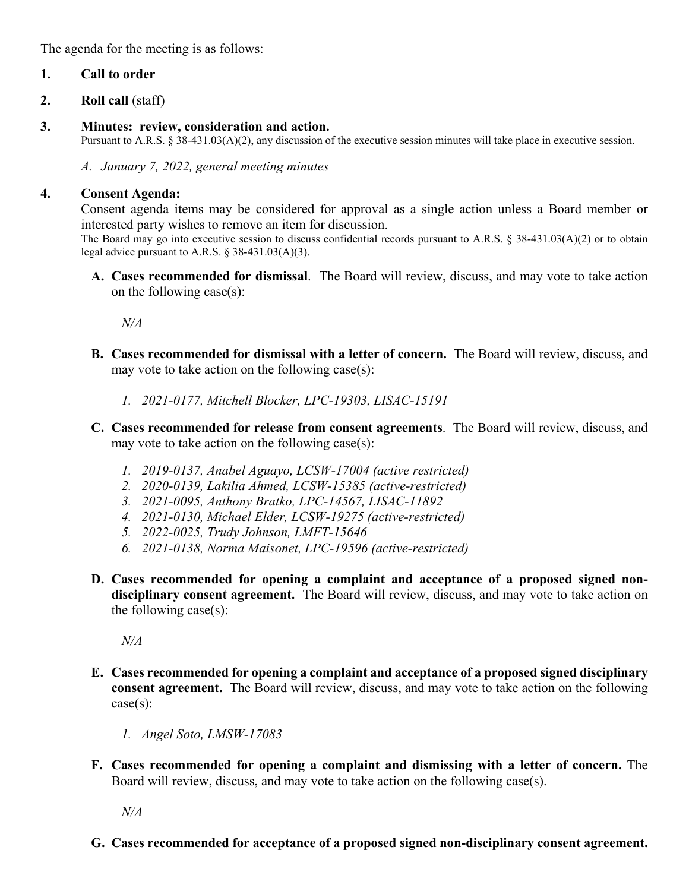The agenda for the meeting is as follows:

1. **Call to order**

2. **Roll call** (staff)

3. **Minutes: review, consideration and action.**
   Pursuant to A.R.S. § 38-431.03(A)(2), any discussion of the executive session minutes will take place in executive session.

   *A. January 7, 2022, general meeting minutes*

4. **Consent Agenda:**
   Consent agenda items may be considered for approval as a single action unless a Board member or interested party wishes to remove an item for discussion.
   The Board may go into executive session to discuss confidential records pursuant to A.R.S. § 38-431.03(A)(2) or to obtain legal advice pursuant to A.R.S. § 38-431.03(A)(3).

   **A. Cases recommended for dismissal**. The Board will review, discuss, and may vote to take action on the following case(s):

   *N/A*

   **B. Cases recommended for dismissal with a letter of concern.** The Board will review, discuss, and may vote to take action on the following case(s):

   1. *2021-0177, Mitchell Blocker, LPC-19303, LISAC-15191*

   **C. Cases recommended for release from consent agreements**. The Board will review, discuss, and may vote to take action on the following case(s):

   1. *2019-0137, Anabel Aguayo, LCSW-17004 (active restricted)*
   2. *2020-0139, Lakilia Ahmed, LCSW-15385 (active-restricted)*
   3. *2021-0095, Anthony Bratko, LPC-14567, LISAC-11892*
   4. *2021-0130, Michael Elder, LCSW-19275 (active-restricted)*
   5. *2022-0025, Trudy Johnson, LMFT-15646*
   6. *2021-0138, Norma Maisonet, LPC-19596 (active-restricted)*

   **D. Cases recommended for opening a complaint and acceptance of a proposed signed non-disciplinary consent agreement.** The Board will review, discuss, and may vote to take action on the following case(s):

   *N/A*

   **E. Cases recommended for opening a complaint and acceptance of a proposed signed disciplinary consent agreement.** The Board will review, discuss, and may vote to take action on the following case(s):

   1. *Angel Soto, LMSW-17083*

   **F. Cases recommended for opening a complaint and dismissing with a letter of concern.** The Board will review, discuss, and may vote to take action on the following case(s).

   *N/A*

   **G. Cases recommended for acceptance of a proposed signed non-disciplinary consent agreement.**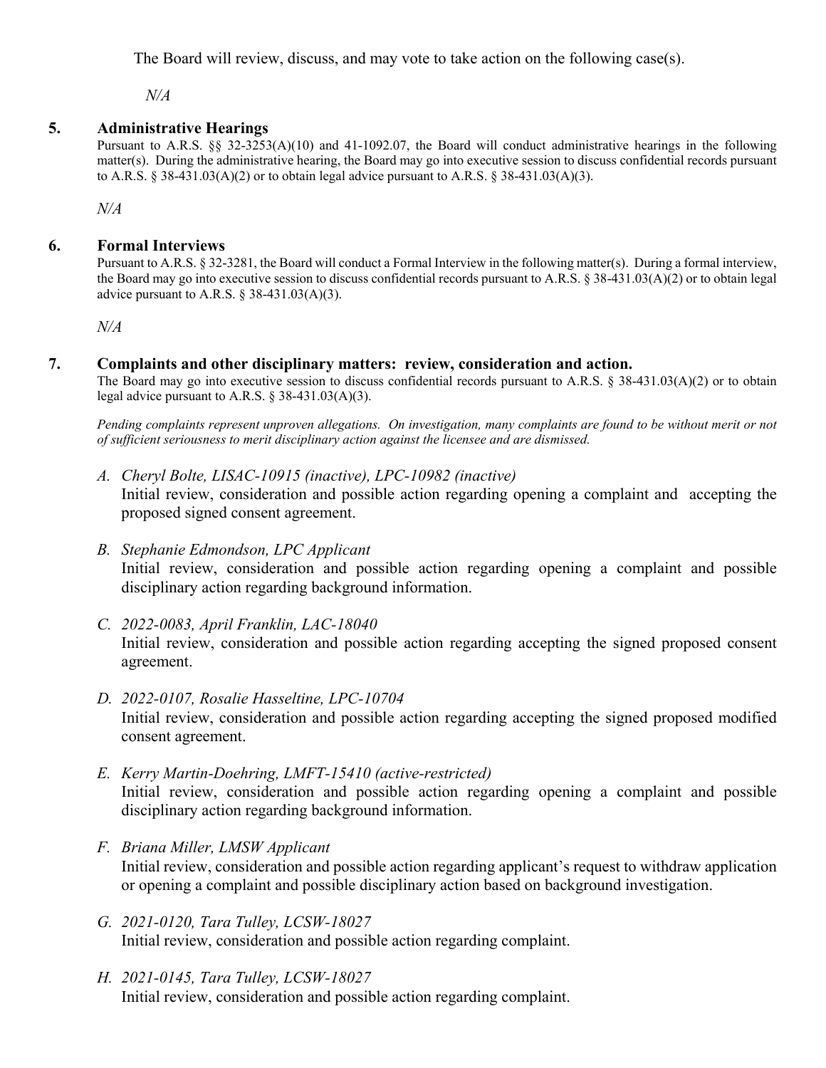The Board will review, discuss, and may vote to take action on the following case(s).

*N/A*

## 5. Administrative Hearings

Pursuant to A.R.S. §§ 32-3253(A)(10) and 41-1092.07, the Board will conduct administrative hearings in the following matter(s). During the administrative hearing, the Board may go into executive session to discuss confidential records pursuant to A.R.S. § 38-431.03(A)(2) or to obtain legal advice pursuant to A.R.S. § 38-431.03(A)(3).

*N/A*

## 6. Formal Interviews

Pursuant to A.R.S. § 32-3281, the Board will conduct a Formal Interview in the following matter(s). During a formal interview, the Board may go into executive session to discuss confidential records pursuant to A.R.S. § 38-431.03(A)(2) or to obtain legal advice pursuant to A.R.S. § 38-431.03(A)(3).

*N/A*

## 7. Complaints and other disciplinary matters: review, consideration and action.

The Board may go into executive session to discuss confidential records pursuant to A.R.S. § 38-431.03(A)(2) or to obtain legal advice pursuant to A.R.S. § 38-431.03(A)(3).

*Pending complaints represent unproven allegations. On investigation, many complaints are found to be without merit or not of sufficient seriousness to merit disciplinary action against the licensee and are dismissed.*

A. *Cheryl Bolte, LISAC-10915 (inactive), LPC-10982 (inactive)*
Initial review, consideration and possible action regarding opening a complaint and accepting the proposed signed consent agreement.

B. *Stephanie Edmondson, LPC Applicant*
Initial review, consideration and possible action regarding opening a complaint and possible disciplinary action regarding background information.

C. *2022-0083, April Franklin, LAC-18040*
Initial review, consideration and possible action regarding accepting the signed proposed consent agreement.

D. *2022-0107, Rosalie Hasseltine, LPC-10704*
Initial review, consideration and possible action regarding accepting the signed proposed modified consent agreement.

E. *Kerry Martin-Doehring, LMFT-15410 (active-restricted)*
Initial review, consideration and possible action regarding opening a complaint and possible disciplinary action regarding background information.

F. *Briana Miller, LMSW Applicant*
Initial review, consideration and possible action regarding applicant's request to withdraw application or opening a complaint and possible disciplinary action based on background investigation.

G. *2021-0120, Tara Tulley, LCSW-18027*
Initial review, consideration and possible action regarding complaint.

H. *2021-0145, Tara Tulley, LCSW-18027*
Initial review, consideration and possible action regarding complaint.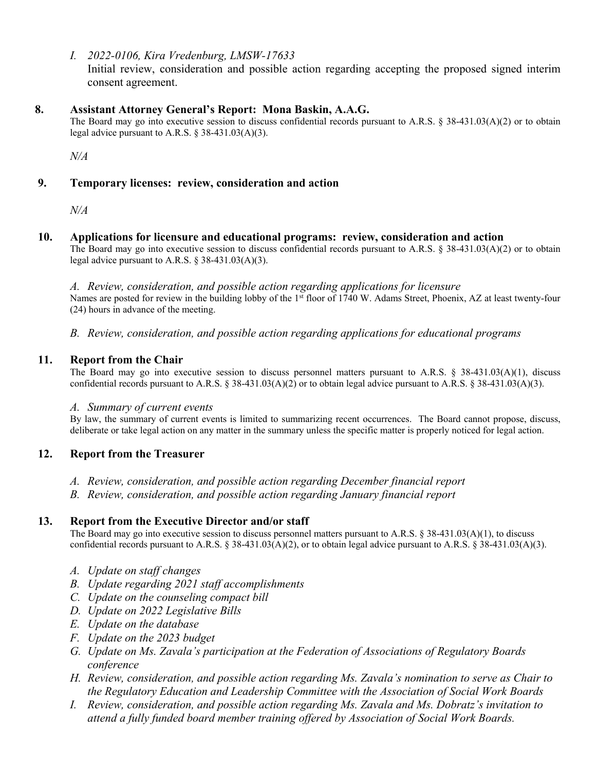*I. 2022-0106, Kira Vredenburg, LMSW-17633*

Initial review, consideration and possible action regarding accepting the proposed signed interim consent agreement.

**8. Assistant Attorney General's Report: Mona Baskin, A.A.G.**

The Board may go into executive session to discuss confidential records pursuant to A.R.S. § 38-431.03(A)(2) or to obtain legal advice pursuant to A.R.S. § 38-431.03(A)(3).

*N/A*

**9. Temporary licenses: review, consideration and action**

*N/A*

**10. Applications for licensure and educational programs: review, consideration and action**

The Board may go into executive session to discuss confidential records pursuant to A.R.S. § 38-431.03(A)(2) or to obtain legal advice pursuant to A.R.S. § 38-431.03(A)(3).

*A. Review, consideration, and possible action regarding applications for licensure*

Names are posted for review in the building lobby of the 1st floor of 1740 W. Adams Street, Phoenix, AZ at least twenty-four (24) hours in advance of the meeting.

*B. Review, consideration, and possible action regarding applications for educational programs*

**11. Report from the Chair**

The Board may go into executive session to discuss personnel matters pursuant to A.R.S. § 38-431.03(A)(1), discuss confidential records pursuant to A.R.S. § 38-431.03(A)(2) or to obtain legal advice pursuant to A.R.S. § 38-431.03(A)(3).

*A. Summary of current events*

By law, the summary of current events is limited to summarizing recent occurrences. The Board cannot propose, discuss, deliberate or take legal action on any matter in the summary unless the specific matter is properly noticed for legal action.

**12. Report from the Treasurer**

*A. Review, consideration, and possible action regarding December financial report*
*B. Review, consideration, and possible action regarding January financial report*

**13. Report from the Executive Director and/or staff**

The Board may go into executive session to discuss personnel matters pursuant to A.R.S. § 38-431.03(A)(1), to discuss confidential records pursuant to A.R.S. § 38-431.03(A)(2), or to obtain legal advice pursuant to A.R.S. § 38-431.03(A)(3).

*A. Update on staff changes*
*B. Update regarding 2021 staff accomplishments*
*C. Update on the counseling compact bill*
*D. Update on 2022 Legislative Bills*
*E. Update on the database*
*F. Update on the 2023 budget*
*G. Update on Ms. Zavala's participation at the Federation of Associations of Regulatory Boards conference*
*H. Review, consideration, and possible action regarding Ms. Zavala's nomination to serve as Chair to the Regulatory Education and Leadership Committee with the Association of Social Work Boards*
*I. Review, consideration, and possible action regarding Ms. Zavala and Ms. Dobratz's invitation to attend a fully funded board member training offered by Association of Social Work Boards.*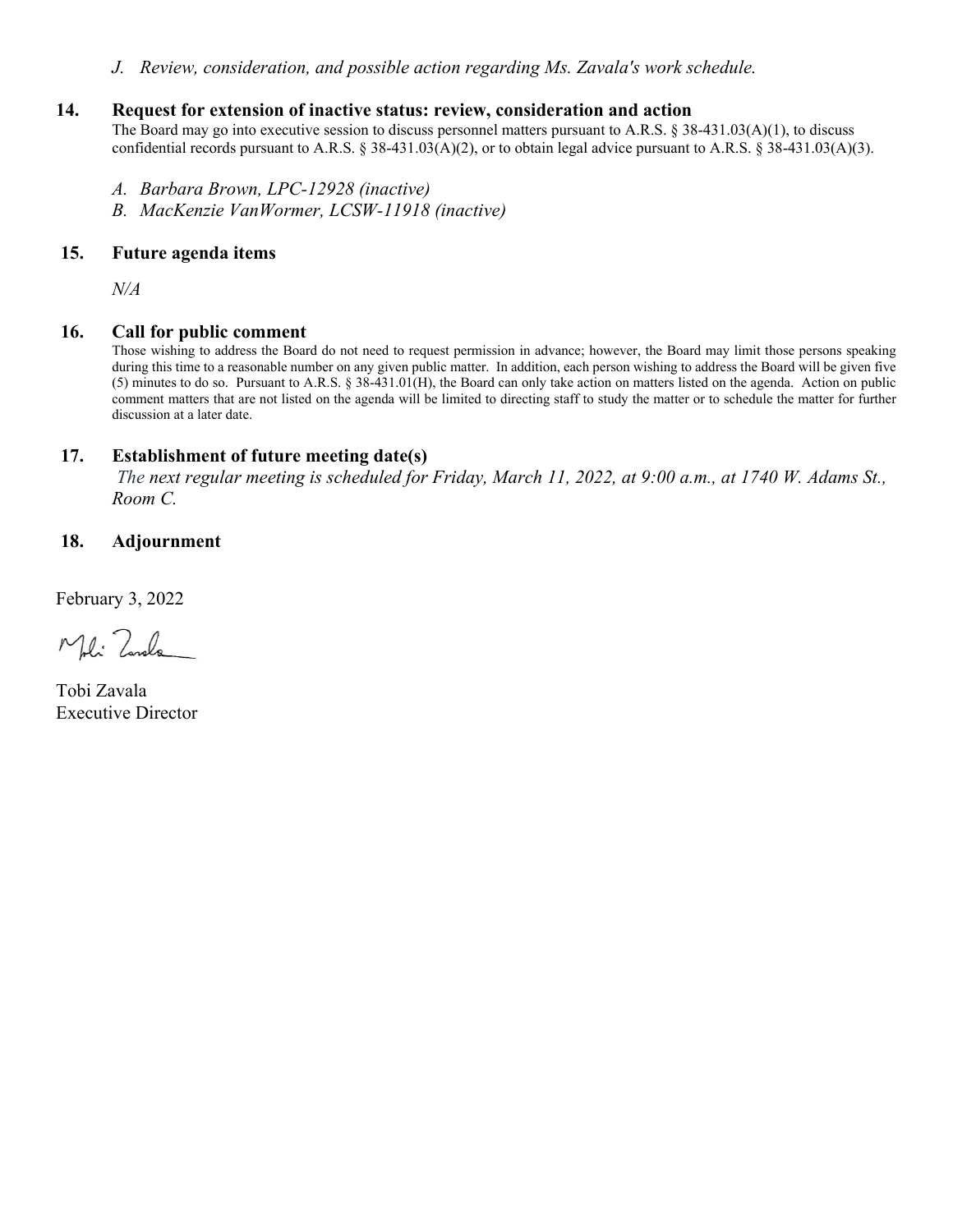*J. Review, consideration, and possible action regarding Ms. Zavala's work schedule.*

## 14. Request for extension of inactive status: review, consideration and action

The Board may go into executive session to discuss personnel matters pursuant to A.R.S. § 38-431.03(A)(1), to discuss confidential records pursuant to A.R.S. § 38-431.03(A)(2), or to obtain legal advice pursuant to A.R.S. § 38-431.03(A)(3).

*A. Barbara Brown, LPC-12928 (inactive)*
*B. MacKenzie VanWormer, LCSW-11918 (inactive)*

## 15. Future agenda items

*N/A*

## 16. Call for public comment

Those wishing to address the Board do not need to request permission in advance; however, the Board may limit those persons speaking during this time to a reasonable number on any given public matter. In addition, each person wishing to address the Board will be given five (5) minutes to do so. Pursuant to A.R.S. § 38-431.01(H), the Board can only take action on matters listed on the agenda. Action on public comment matters that are not listed on the agenda will be limited to directing staff to study the matter or to schedule the matter for further discussion at a later date.

## 17. Establishment of future meeting date(s)

*The next regular meeting is scheduled for Friday, March 11, 2022, at 9:00 a.m., at 1740 W. Adams St., Room C.*

## 18. Adjournment

February 3, 2022

Tobi Zavala
Executive Director